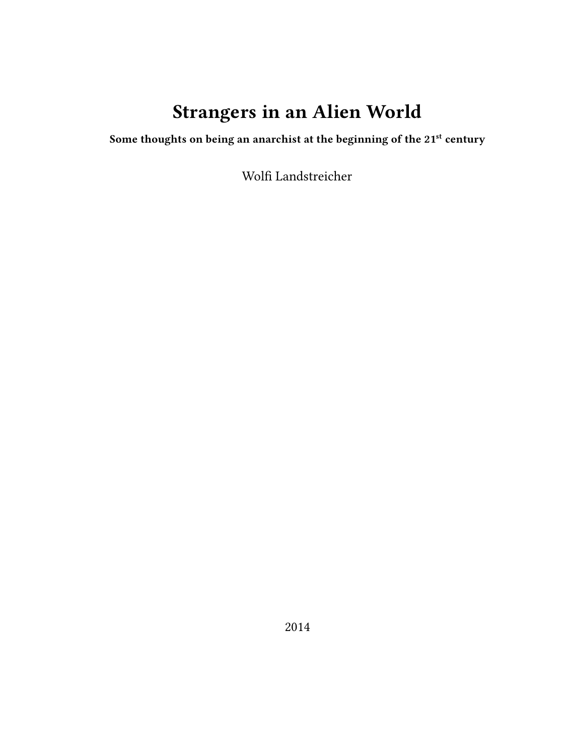# Strangers in an Alien World

**Some thoughts on being an anarchist at the beginning of the 21st century**

Wolfi Landstreicher

2014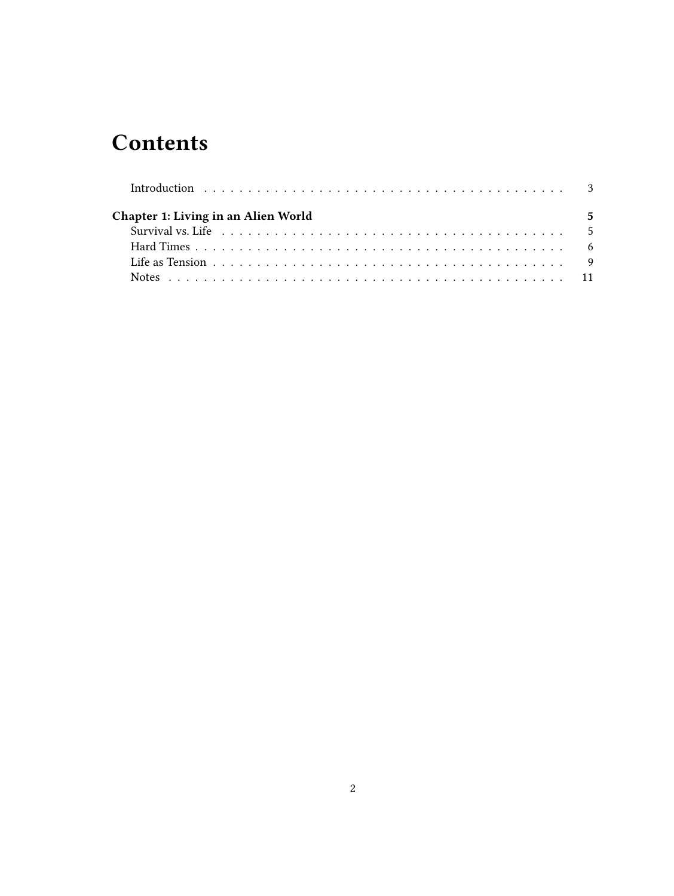# Contents

- Introduction . . . . . . . . . . 3

**Chapter 1: Living in an Alien World** **5**

- Survival vs. Life . . . . . . . . . . 5
- Hard Times . . . . . . . . . . 6
- Life as Tension . . . . . . . . . . 9
- Notes . . . . . . . . . . 11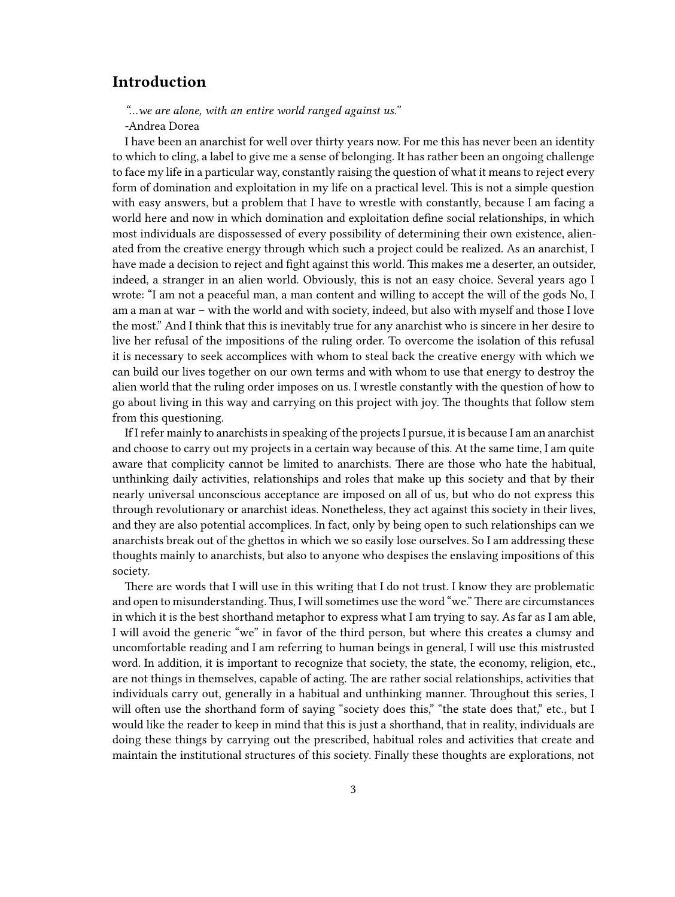## Introduction

*"…we are alone, with an entire world ranged against us."*

-Andrea Dorea

I have been an anarchist for well over thirty years now. For me this has never been an identity to which to cling, a label to give me a sense of belonging. It has rather been an ongoing challenge to face my life in a particular way, constantly raising the question of what it means to reject every form of domination and exploitation in my life on a practical level. This is not a simple question with easy answers, but a problem that I have to wrestle with constantly, because I am facing a world here and now in which domination and exploitation define social relationships, in which most individuals are dispossessed of every possibility of determining their own existence, alienated from the creative energy through which such a project could be realized. As an anarchist, I have made a decision to reject and fight against this world. This makes me a deserter, an outsider, indeed, a stranger in an alien world. Obviously, this is not an easy choice. Several years ago I wrote: "I am not a peaceful man, a man content and willing to accept the will of the gods No, I am a man at war – with the world and with society, indeed, but also with myself and those I love the most." And I think that this is inevitably true for any anarchist who is sincere in her desire to live her refusal of the impositions of the ruling order. To overcome the isolation of this refusal it is necessary to seek accomplices with whom to steal back the creative energy with which we can build our lives together on our own terms and with whom to use that energy to destroy the alien world that the ruling order imposes on us. I wrestle constantly with the question of how to go about living in this way and carrying on this project with joy. The thoughts that follow stem from this questioning.

If I refer mainly to anarchists in speaking of the projects I pursue, it is because I am an anarchist and choose to carry out my projects in a certain way because of this. At the same time, I am quite aware that complicity cannot be limited to anarchists. There are those who hate the habitual, unthinking daily activities, relationships and roles that make up this society and that by their nearly universal unconscious acceptance are imposed on all of us, but who do not express this through revolutionary or anarchist ideas. Nonetheless, they act against this society in their lives, and they are also potential accomplices. In fact, only by being open to such relationships can we anarchists break out of the ghettos in which we so easily lose ourselves. So I am addressing these thoughts mainly to anarchists, but also to anyone who despises the enslaving impositions of this society.

There are words that I will use in this writing that I do not trust. I know they are problematic and open to misunderstanding. Thus, I will sometimes use the word "we." There are circumstances in which it is the best shorthand metaphor to express what I am trying to say. As far as I am able, I will avoid the generic "we" in favor of the third person, but where this creates a clumsy and uncomfortable reading and I am referring to human beings in general, I will use this mistrusted word. In addition, it is important to recognize that society, the state, the economy, religion, etc., are not things in themselves, capable of acting. The are rather social relationships, activities that individuals carry out, generally in a habitual and unthinking manner. Throughout this series, I will often use the shorthand form of saying "society does this," "the state does that," etc., but I would like the reader to keep in mind that this is just a shorthand, that in reality, individuals are doing these things by carrying out the prescribed, habitual roles and activities that create and maintain the institutional structures of this society. Finally these thoughts are explorations, not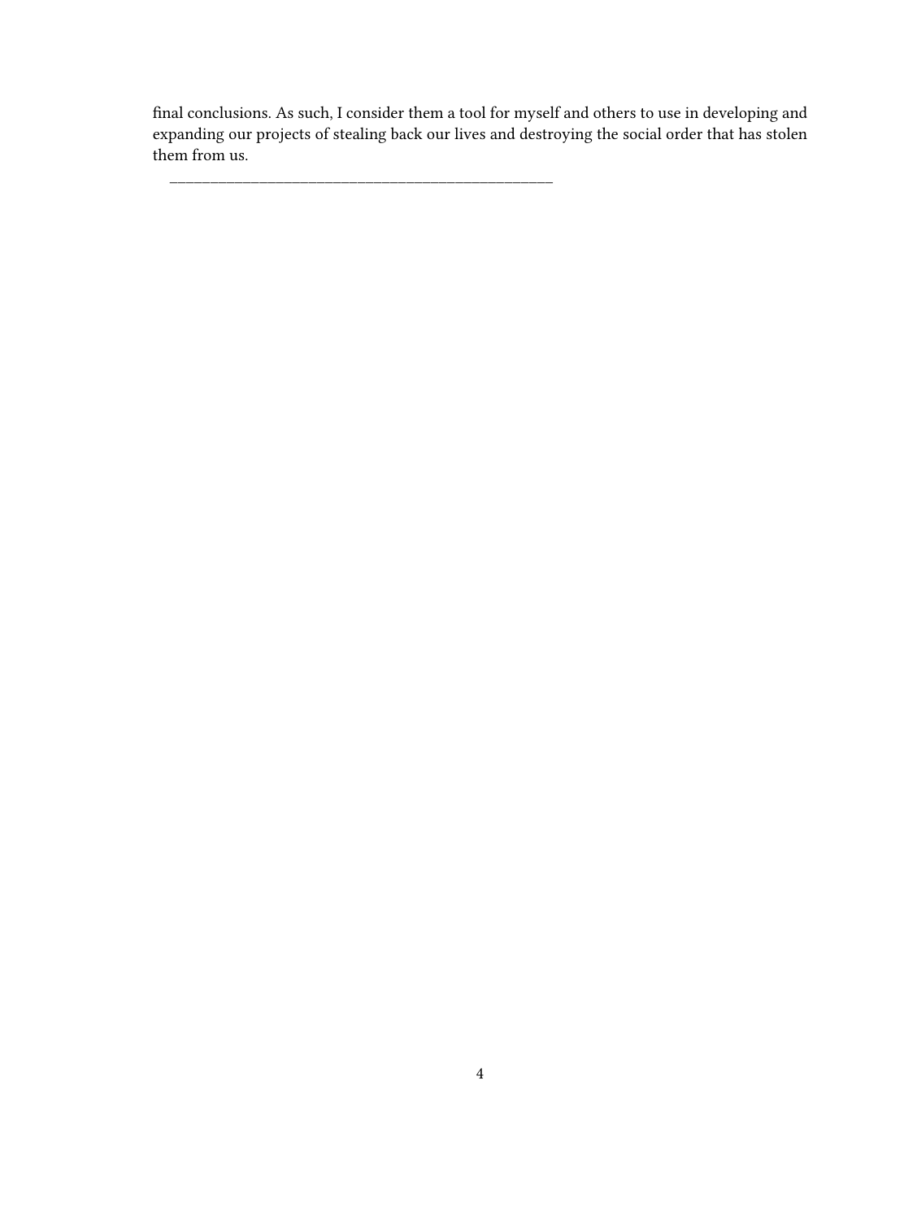final conclusions. As such, I consider them a tool for myself and others to use in developing and expanding our projects of stealing back our lives and destroying the social order that has stolen them from us.

---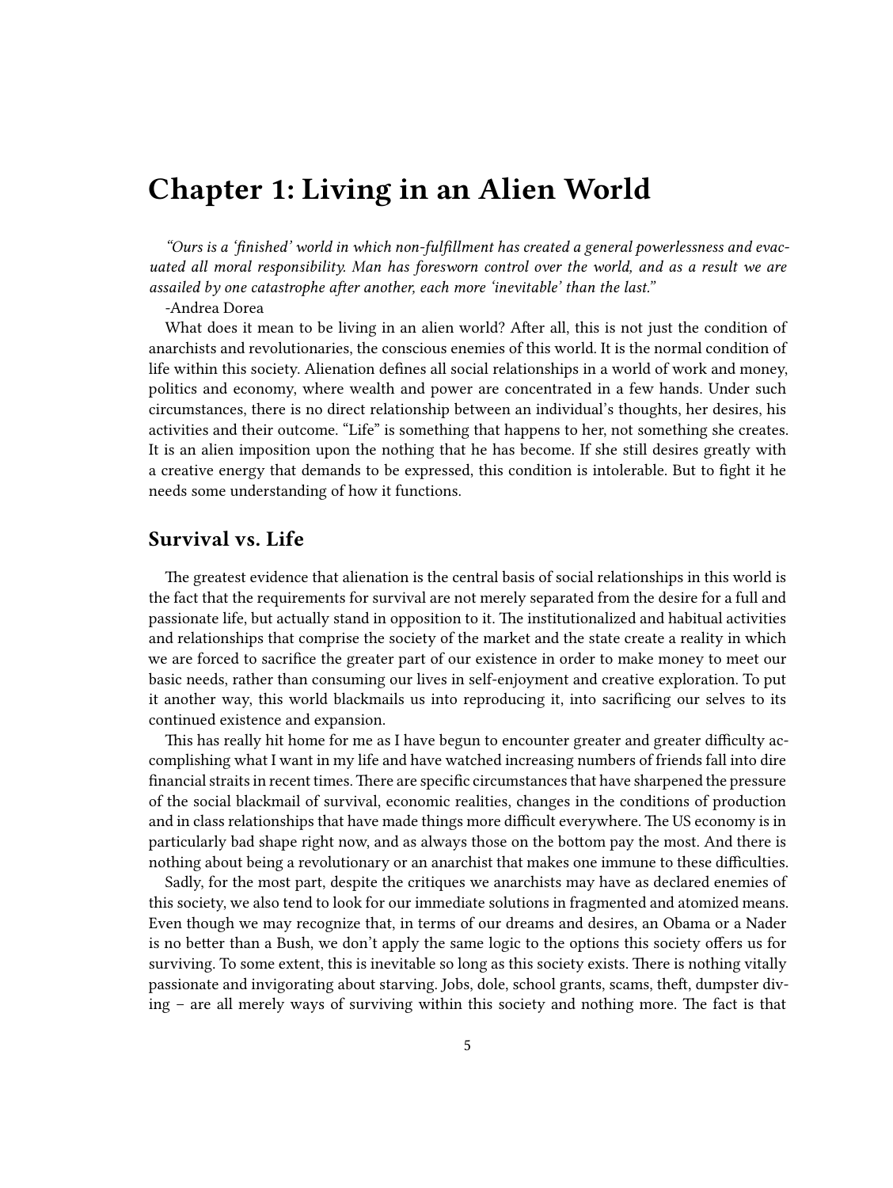# Chapter 1: Living in an Alien World

*"Ours is a 'finished' world in which non-fulfillment has created a general powerlessness and evacuated all moral responsibility. Man has foresworn control over the world, and as a result we are assailed by one catastrophe after another, each more 'inevitable' than the last."*

-Andrea Dorea

What does it mean to be living in an alien world? After all, this is not just the condition of anarchists and revolutionaries, the conscious enemies of this world. It is the normal condition of life within this society. Alienation defines all social relationships in a world of work and money, politics and economy, where wealth and power are concentrated in a few hands. Under such circumstances, there is no direct relationship between an individual's thoughts, her desires, his activities and their outcome. "Life" is something that happens to her, not something she creates. It is an alien imposition upon the nothing that he has become. If she still desires greatly with a creative energy that demands to be expressed, this condition is intolerable. But to fight it he needs some understanding of how it functions.

## Survival vs. Life

The greatest evidence that alienation is the central basis of social relationships in this world is the fact that the requirements for survival are not merely separated from the desire for a full and passionate life, but actually stand in opposition to it. The institutionalized and habitual activities and relationships that comprise the society of the market and the state create a reality in which we are forced to sacrifice the greater part of our existence in order to make money to meet our basic needs, rather than consuming our lives in self-enjoyment and creative exploration. To put it another way, this world blackmails us into reproducing it, into sacrificing our selves to its continued existence and expansion.

This has really hit home for me as I have begun to encounter greater and greater difficulty accomplishing what I want in my life and have watched increasing numbers of friends fall into dire financial straits in recent times. There are specific circumstances that have sharpened the pressure of the social blackmail of survival, economic realities, changes in the conditions of production and in class relationships that have made things more difficult everywhere. The US economy is in particularly bad shape right now, and as always those on the bottom pay the most. And there is nothing about being a revolutionary or an anarchist that makes one immune to these difficulties.

Sadly, for the most part, despite the critiques we anarchists may have as declared enemies of this society, we also tend to look for our immediate solutions in fragmented and atomized means. Even though we may recognize that, in terms of our dreams and desires, an Obama or a Nader is no better than a Bush, we don't apply the same logic to the options this society offers us for surviving. To some extent, this is inevitable so long as this society exists. There is nothing vitally passionate and invigorating about starving. Jobs, dole, school grants, scams, theft, dumpster diving – are all merely ways of surviving within this society and nothing more. The fact is that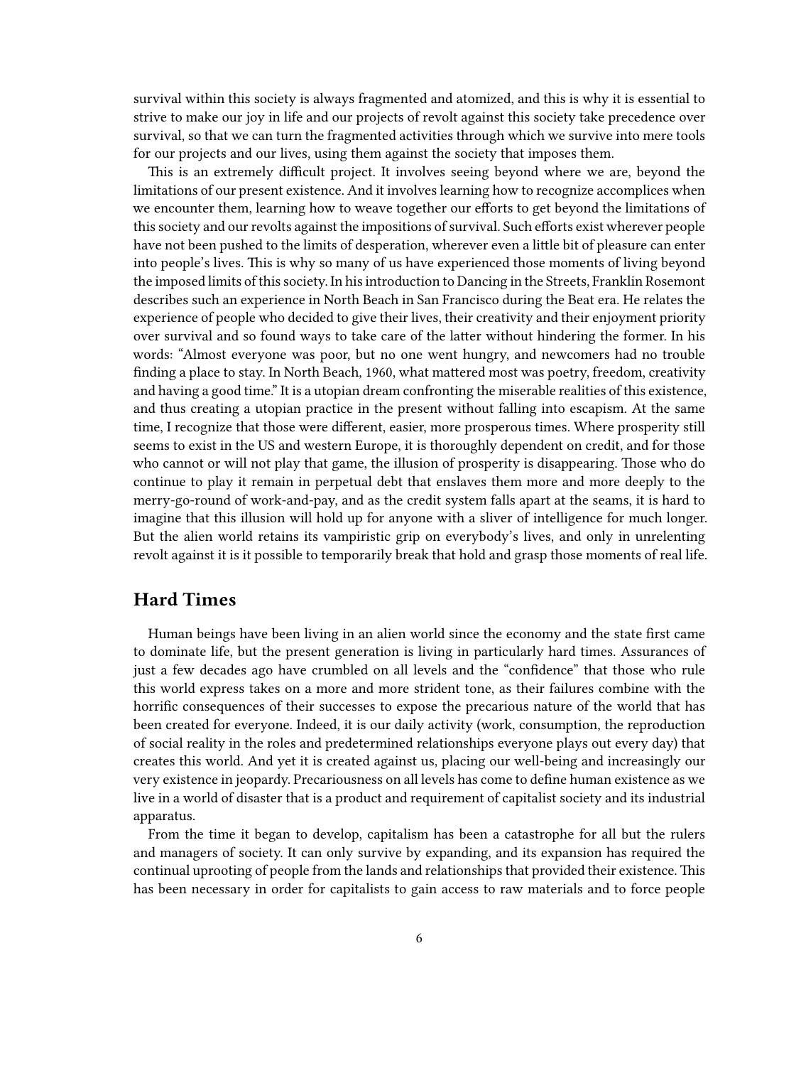survival within this society is always fragmented and atomized, and this is why it is essential to strive to make our joy in life and our projects of revolt against this society take precedence over survival, so that we can turn the fragmented activities through which we survive into mere tools for our projects and our lives, using them against the society that imposes them.

This is an extremely difficult project. It involves seeing beyond where we are, beyond the limitations of our present existence. And it involves learning how to recognize accomplices when we encounter them, learning how to weave together our efforts to get beyond the limitations of this society and our revolts against the impositions of survival. Such efforts exist wherever people have not been pushed to the limits of desperation, wherever even a little bit of pleasure can enter into people's lives. This is why so many of us have experienced those moments of living beyond the imposed limits of this society. In his introduction to Dancing in the Streets, Franklin Rosemont describes such an experience in North Beach in San Francisco during the Beat era. He relates the experience of people who decided to give their lives, their creativity and their enjoyment priority over survival and so found ways to take care of the latter without hindering the former. In his words: "Almost everyone was poor, but no one went hungry, and newcomers had no trouble finding a place to stay. In North Beach, 1960, what mattered most was poetry, freedom, creativity and having a good time." It is a utopian dream confronting the miserable realities of this existence, and thus creating a utopian practice in the present without falling into escapism. At the same time, I recognize that those were different, easier, more prosperous times. Where prosperity still seems to exist in the US and western Europe, it is thoroughly dependent on credit, and for those who cannot or will not play that game, the illusion of prosperity is disappearing. Those who do continue to play it remain in perpetual debt that enslaves them more and more deeply to the merry-go-round of work-and-pay, and as the credit system falls apart at the seams, it is hard to imagine that this illusion will hold up for anyone with a sliver of intelligence for much longer. But the alien world retains its vampiristic grip on everybody's lives, and only in unrelenting revolt against it is it possible to temporarily break that hold and grasp those moments of real life.

## Hard Times

Human beings have been living in an alien world since the economy and the state first came to dominate life, but the present generation is living in particularly hard times. Assurances of just a few decades ago have crumbled on all levels and the "confidence" that those who rule this world express takes on a more and more strident tone, as their failures combine with the horrific consequences of their successes to expose the precarious nature of the world that has been created for everyone. Indeed, it is our daily activity (work, consumption, the reproduction of social reality in the roles and predetermined relationships everyone plays out every day) that creates this world. And yet it is created against us, placing our well-being and increasingly our very existence in jeopardy. Precariousness on all levels has come to define human existence as we live in a world of disaster that is a product and requirement of capitalist society and its industrial apparatus.

From the time it began to develop, capitalism has been a catastrophe for all but the rulers and managers of society. It can only survive by expanding, and its expansion has required the continual uprooting of people from the lands and relationships that provided their existence. This has been necessary in order for capitalists to gain access to raw materials and to force people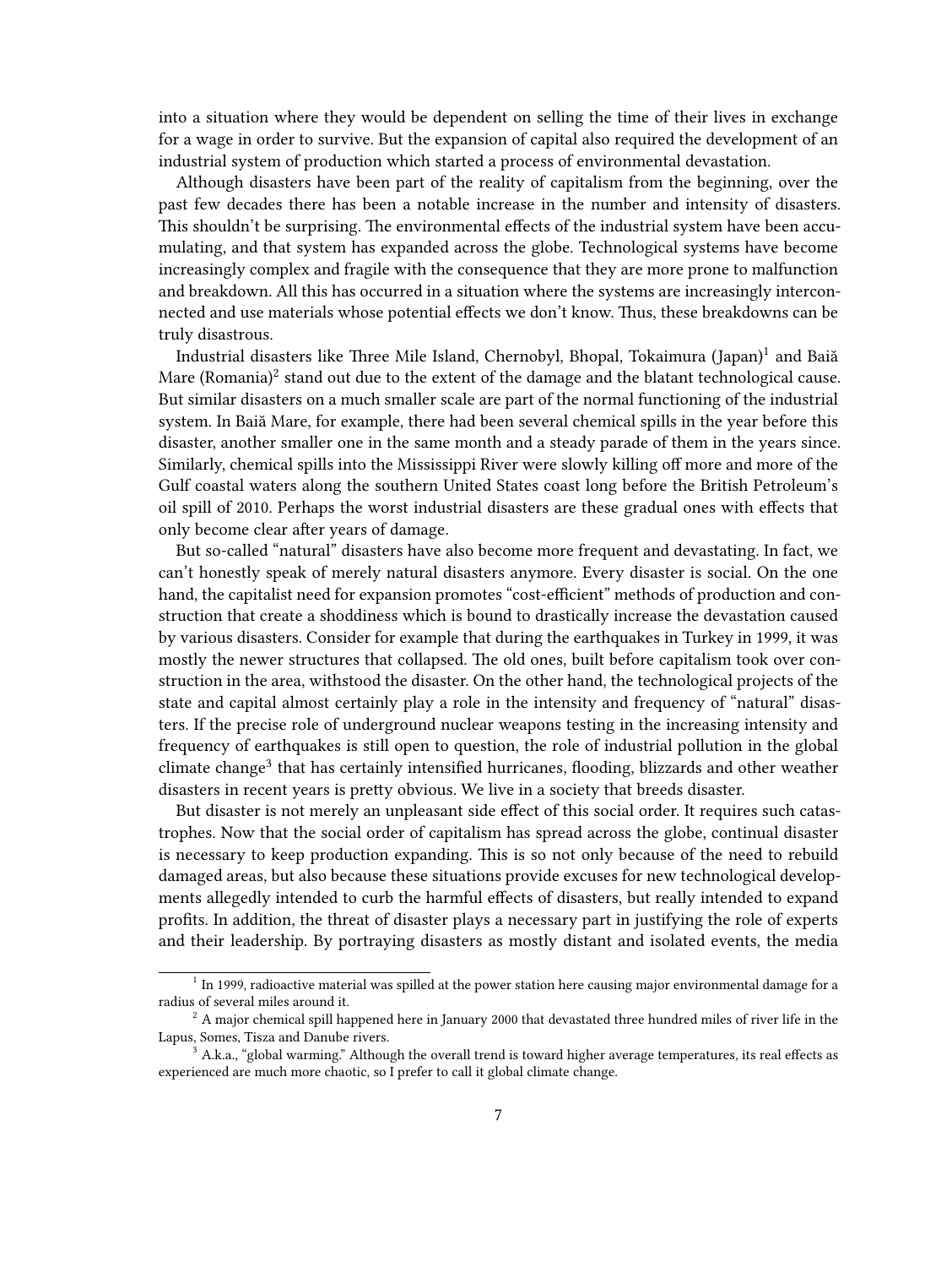into a situation where they would be dependent on selling the time of their lives in exchange for a wage in order to survive. But the expansion of capital also required the development of an industrial system of production which started a process of environmental devastation.

Although disasters have been part of the reality of capitalism from the beginning, over the past few decades there has been a notable increase in the number and intensity of disasters. This shouldn't be surprising. The environmental effects of the industrial system have been accumulating, and that system has expanded across the globe. Technological systems have become increasingly complex and fragile with the consequence that they are more prone to malfunction and breakdown. All this has occurred in a situation where the systems are increasingly interconnected and use materials whose potential effects we don't know. Thus, these breakdowns can be truly disastrous.

Industrial disasters like Three Mile Island, Chernobyl, Bhopal, Tokaimura (Japan)[1] and Baiă Mare (Romania)[2] stand out due to the extent of the damage and the blatant technological cause. But similar disasters on a much smaller scale are part of the normal functioning of the industrial system. In Baiă Mare, for example, there had been several chemical spills in the year before this disaster, another smaller one in the same month and a steady parade of them in the years since. Similarly, chemical spills into the Mississippi River were slowly killing off more and more of the Gulf coastal waters along the southern United States coast long before the British Petroleum's oil spill of 2010. Perhaps the worst industrial disasters are these gradual ones with effects that only become clear after years of damage.

But so-called "natural" disasters have also become more frequent and devastating. In fact, we can't honestly speak of merely natural disasters anymore. Every disaster is social. On the one hand, the capitalist need for expansion promotes "cost-efficient" methods of production and construction that create a shoddiness which is bound to drastically increase the devastation caused by various disasters. Consider for example that during the earthquakes in Turkey in 1999, it was mostly the newer structures that collapsed. The old ones, built before capitalism took over construction in the area, withstood the disaster. On the other hand, the technological projects of the state and capital almost certainly play a role in the intensity and frequency of "natural" disasters. If the precise role of underground nuclear weapons testing in the increasing intensity and frequency of earthquakes is still open to question, the role of industrial pollution in the global climate change[3] that has certainly intensified hurricanes, flooding, blizzards and other weather disasters in recent years is pretty obvious. We live in a society that breeds disaster.

But disaster is not merely an unpleasant side effect of this social order. It requires such catastrophes. Now that the social order of capitalism has spread across the globe, continual disaster is necessary to keep production expanding. This is so not only because of the need to rebuild damaged areas, but also because these situations provide excuses for new technological developments allegedly intended to curb the harmful effects of disasters, but really intended to expand profits. In addition, the threat of disaster plays a necessary part in justifying the role of experts and their leadership. By portraying disasters as mostly distant and isolated events, the media

---

[1] In 1999, radioactive material was spilled at the power station here causing major environmental damage for a radius of several miles around it.

[2] A major chemical spill happened here in January 2000 that devastated three hundred miles of river life in the Lapus, Somes, Tisza and Danube rivers.

[3] A.k.a., "global warming." Although the overall trend is toward higher average temperatures, its real effects as experienced are much more chaotic, so I prefer to call it global climate change.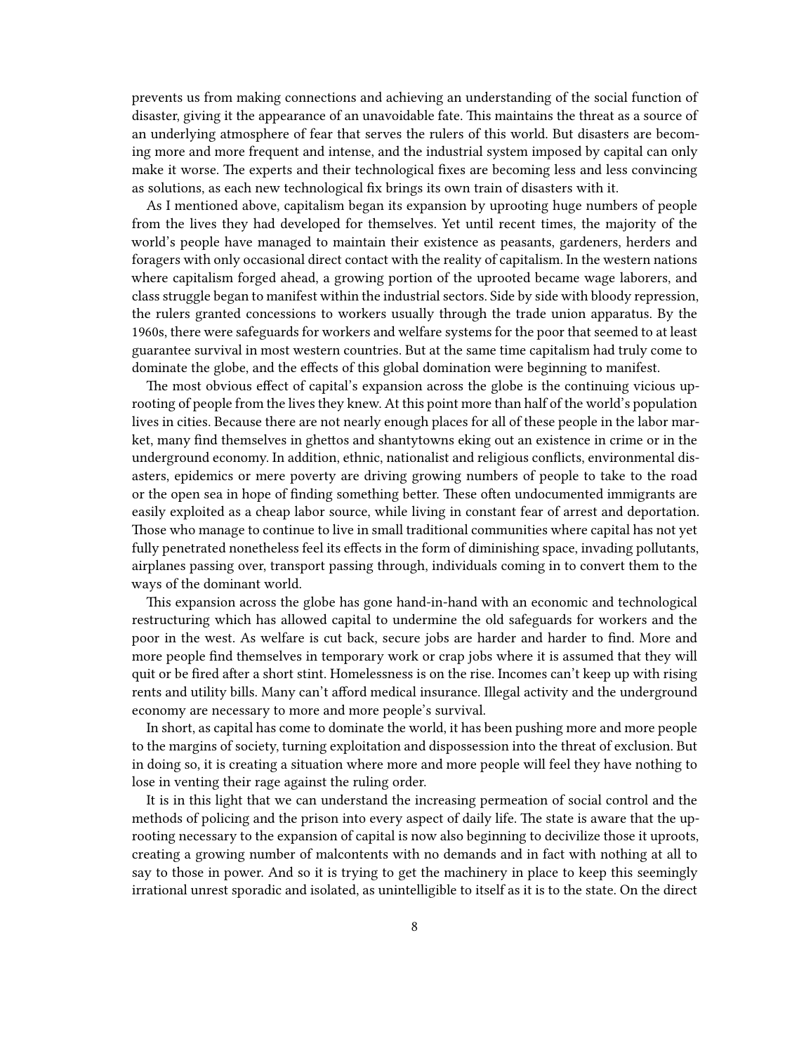prevents us from making connections and achieving an understanding of the social function of disaster, giving it the appearance of an unavoidable fate. This maintains the threat as a source of an underlying atmosphere of fear that serves the rulers of this world. But disasters are becoming more and more frequent and intense, and the industrial system imposed by capital can only make it worse. The experts and their technological fixes are becoming less and less convincing as solutions, as each new technological fix brings its own train of disasters with it.

As I mentioned above, capitalism began its expansion by uprooting huge numbers of people from the lives they had developed for themselves. Yet until recent times, the majority of the world's people have managed to maintain their existence as peasants, gardeners, herders and foragers with only occasional direct contact with the reality of capitalism. In the western nations where capitalism forged ahead, a growing portion of the uprooted became wage laborers, and class struggle began to manifest within the industrial sectors. Side by side with bloody repression, the rulers granted concessions to workers usually through the trade union apparatus. By the 1960s, there were safeguards for workers and welfare systems for the poor that seemed to at least guarantee survival in most western countries. But at the same time capitalism had truly come to dominate the globe, and the effects of this global domination were beginning to manifest.

The most obvious effect of capital's expansion across the globe is the continuing vicious uprooting of people from the lives they knew. At this point more than half of the world's population lives in cities. Because there are not nearly enough places for all of these people in the labor market, many find themselves in ghettos and shantytowns eking out an existence in crime or in the underground economy. In addition, ethnic, nationalist and religious conflicts, environmental disasters, epidemics or mere poverty are driving growing numbers of people to take to the road or the open sea in hope of finding something better. These often undocumented immigrants are easily exploited as a cheap labor source, while living in constant fear of arrest and deportation. Those who manage to continue to live in small traditional communities where capital has not yet fully penetrated nonetheless feel its effects in the form of diminishing space, invading pollutants, airplanes passing over, transport passing through, individuals coming in to convert them to the ways of the dominant world.

This expansion across the globe has gone hand-in-hand with an economic and technological restructuring which has allowed capital to undermine the old safeguards for workers and the poor in the west. As welfare is cut back, secure jobs are harder and harder to find. More and more people find themselves in temporary work or crap jobs where it is assumed that they will quit or be fired after a short stint. Homelessness is on the rise. Incomes can't keep up with rising rents and utility bills. Many can't afford medical insurance. Illegal activity and the underground economy are necessary to more and more people's survival.

In short, as capital has come to dominate the world, it has been pushing more and more people to the margins of society, turning exploitation and dispossession into the threat of exclusion. But in doing so, it is creating a situation where more and more people will feel they have nothing to lose in venting their rage against the ruling order.

It is in this light that we can understand the increasing permeation of social control and the methods of policing and the prison into every aspect of daily life. The state is aware that the uprooting necessary to the expansion of capital is now also beginning to decivilize those it uproots, creating a growing number of malcontents with no demands and in fact with nothing at all to say to those in power. And so it is trying to get the machinery in place to keep this seemingly irrational unrest sporadic and isolated, as unintelligible to itself as it is to the state. On the direct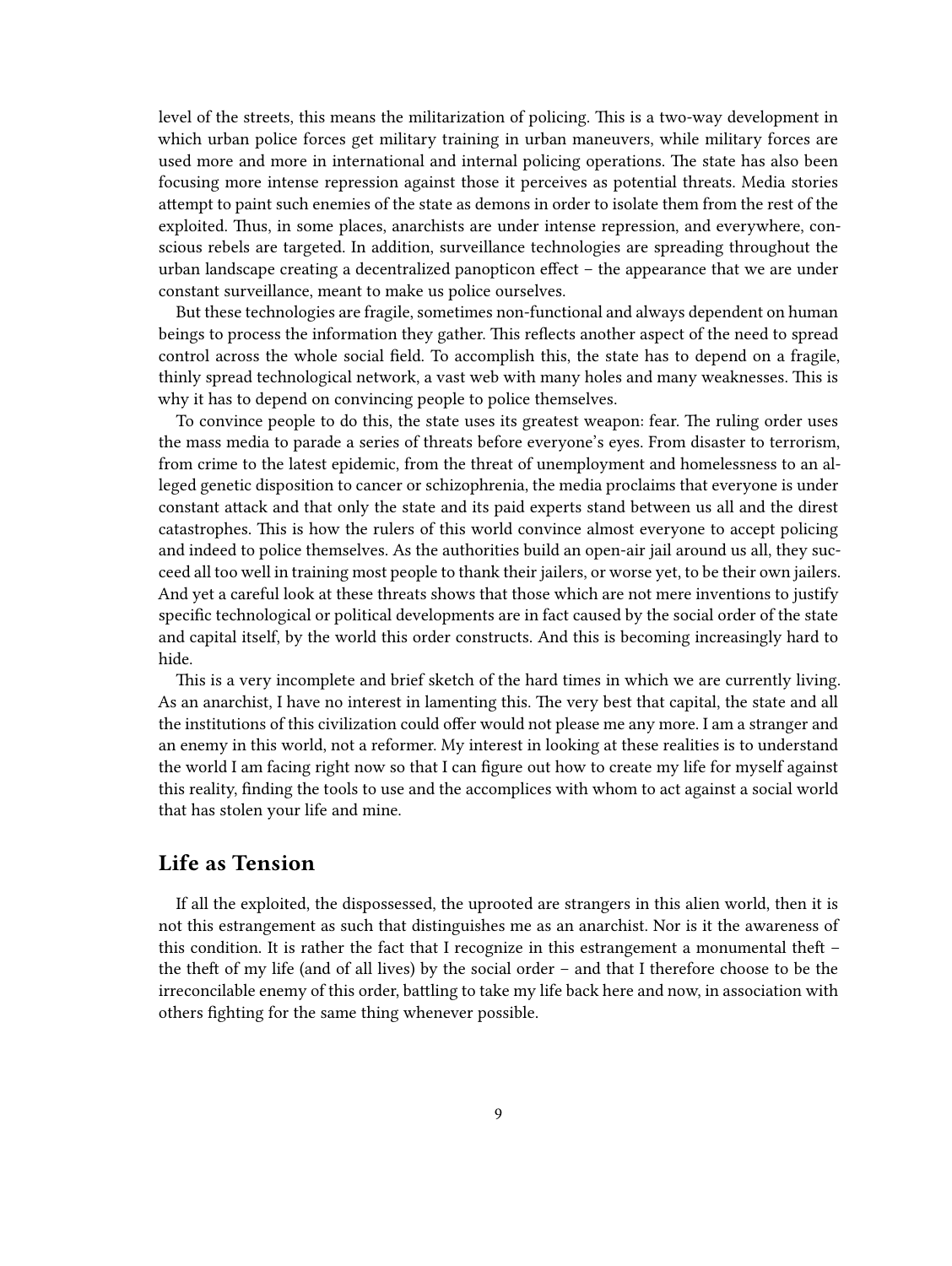level of the streets, this means the militarization of policing. This is a two-way development in which urban police forces get military training in urban maneuvers, while military forces are used more and more in international and internal policing operations. The state has also been focusing more intense repression against those it perceives as potential threats. Media stories attempt to paint such enemies of the state as demons in order to isolate them from the rest of the exploited. Thus, in some places, anarchists are under intense repression, and everywhere, conscious rebels are targeted. In addition, surveillance technologies are spreading throughout the urban landscape creating a decentralized panopticon effect – the appearance that we are under constant surveillance, meant to make us police ourselves.

But these technologies are fragile, sometimes non-functional and always dependent on human beings to process the information they gather. This reflects another aspect of the need to spread control across the whole social field. To accomplish this, the state has to depend on a fragile, thinly spread technological network, a vast web with many holes and many weaknesses. This is why it has to depend on convincing people to police themselves.

To convince people to do this, the state uses its greatest weapon: fear. The ruling order uses the mass media to parade a series of threats before everyone's eyes. From disaster to terrorism, from crime to the latest epidemic, from the threat of unemployment and homelessness to an alleged genetic disposition to cancer or schizophrenia, the media proclaims that everyone is under constant attack and that only the state and its paid experts stand between us all and the direst catastrophes. This is how the rulers of this world convince almost everyone to accept policing and indeed to police themselves. As the authorities build an open-air jail around us all, they succeed all too well in training most people to thank their jailers, or worse yet, to be their own jailers. And yet a careful look at these threats shows that those which are not mere inventions to justify specific technological or political developments are in fact caused by the social order of the state and capital itself, by the world this order constructs. And this is becoming increasingly hard to hide.

This is a very incomplete and brief sketch of the hard times in which we are currently living. As an anarchist, I have no interest in lamenting this. The very best that capital, the state and all the institutions of this civilization could offer would not please me any more. I am a stranger and an enemy in this world, not a reformer. My interest in looking at these realities is to understand the world I am facing right now so that I can figure out how to create my life for myself against this reality, finding the tools to use and the accomplices with whom to act against a social world that has stolen your life and mine.

## Life as Tension

If all the exploited, the dispossessed, the uprooted are strangers in this alien world, then it is not this estrangement as such that distinguishes me as an anarchist. Nor is it the awareness of this condition. It is rather the fact that I recognize in this estrangement a monumental theft – the theft of my life (and of all lives) by the social order – and that I therefore choose to be the irreconcilable enemy of this order, battling to take my life back here and now, in association with others fighting for the same thing whenever possible.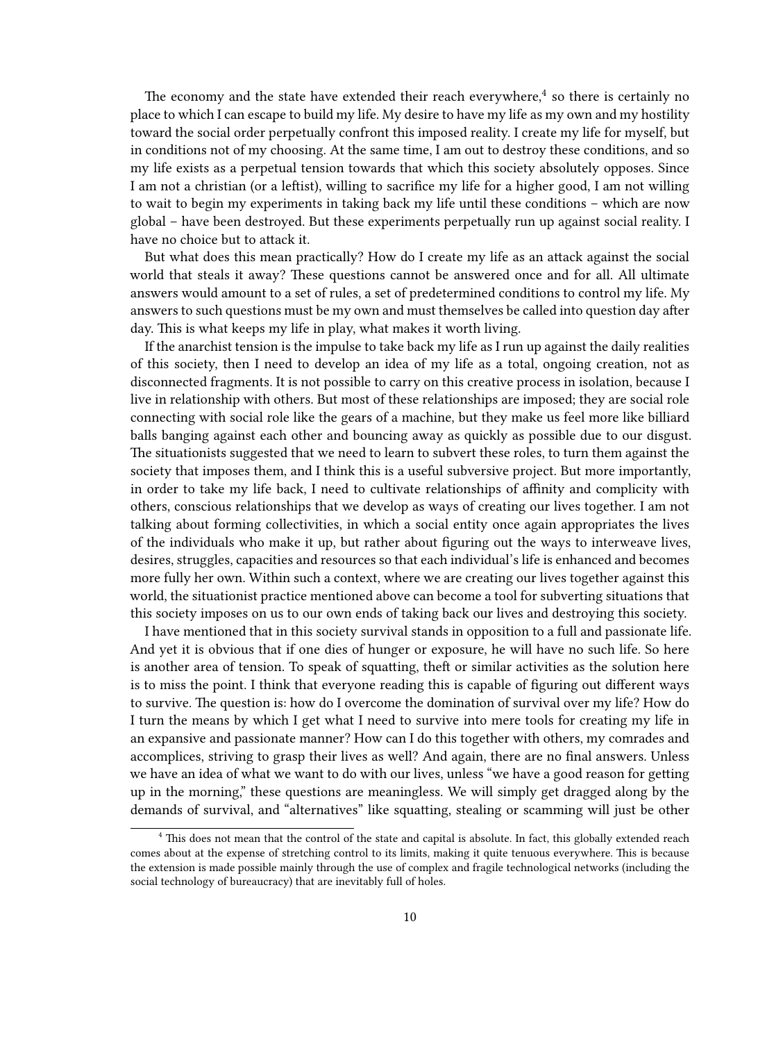The economy and the state have extended their reach everywhere,[4] so there is certainly no place to which I can escape to build my life. My desire to have my life as my own and my hostility toward the social order perpetually confront this imposed reality. I create my life for myself, but in conditions not of my choosing. At the same time, I am out to destroy these conditions, and so my life exists as a perpetual tension towards that which this society absolutely opposes. Since I am not a christian (or a leftist), willing to sacrifice my life for a higher good, I am not willing to wait to begin my experiments in taking back my life until these conditions – which are now global – have been destroyed. But these experiments perpetually run up against social reality. I have no choice but to attack it.

But what does this mean practically? How do I create my life as an attack against the social world that steals it away? These questions cannot be answered once and for all. All ultimate answers would amount to a set of rules, a set of predetermined conditions to control my life. My answers to such questions must be my own and must themselves be called into question day after day. This is what keeps my life in play, what makes it worth living.

If the anarchist tension is the impulse to take back my life as I run up against the daily realities of this society, then I need to develop an idea of my life as a total, ongoing creation, not as disconnected fragments. It is not possible to carry on this creative process in isolation, because I live in relationship with others. But most of these relationships are imposed; they are social role connecting with social role like the gears of a machine, but they make us feel more like billiard balls banging against each other and bouncing away as quickly as possible due to our disgust. The situationists suggested that we need to learn to subvert these roles, to turn them against the society that imposes them, and I think this is a useful subversive project. But more importantly, in order to take my life back, I need to cultivate relationships of affinity and complicity with others, conscious relationships that we develop as ways of creating our lives together. I am not talking about forming collectivities, in which a social entity once again appropriates the lives of the individuals who make it up, but rather about figuring out the ways to interweave lives, desires, struggles, capacities and resources so that each individual's life is enhanced and becomes more fully her own. Within such a context, where we are creating our lives together against this world, the situationist practice mentioned above can become a tool for subverting situations that this society imposes on us to our own ends of taking back our lives and destroying this society.

I have mentioned that in this society survival stands in opposition to a full and passionate life. And yet it is obvious that if one dies of hunger or exposure, he will have no such life. So here is another area of tension. To speak of squatting, theft or similar activities as the solution here is to miss the point. I think that everyone reading this is capable of figuring out different ways to survive. The question is: how do I overcome the domination of survival over my life? How do I turn the means by which I get what I need to survive into mere tools for creating my life in an expansive and passionate manner? How can I do this together with others, my comrades and accomplices, striving to grasp their lives as well? And again, there are no final answers. Unless we have an idea of what we want to do with our lives, unless "we have a good reason for getting up in the morning," these questions are meaningless. We will simply get dragged along by the demands of survival, and "alternatives" like squatting, stealing or scamming will just be other

[4] This does not mean that the control of the state and capital is absolute. In fact, this globally extended reach comes about at the expense of stretching control to its limits, making it quite tenuous everywhere. This is because the extension is made possible mainly through the use of complex and fragile technological networks (including the social technology of bureaucracy) that are inevitably full of holes.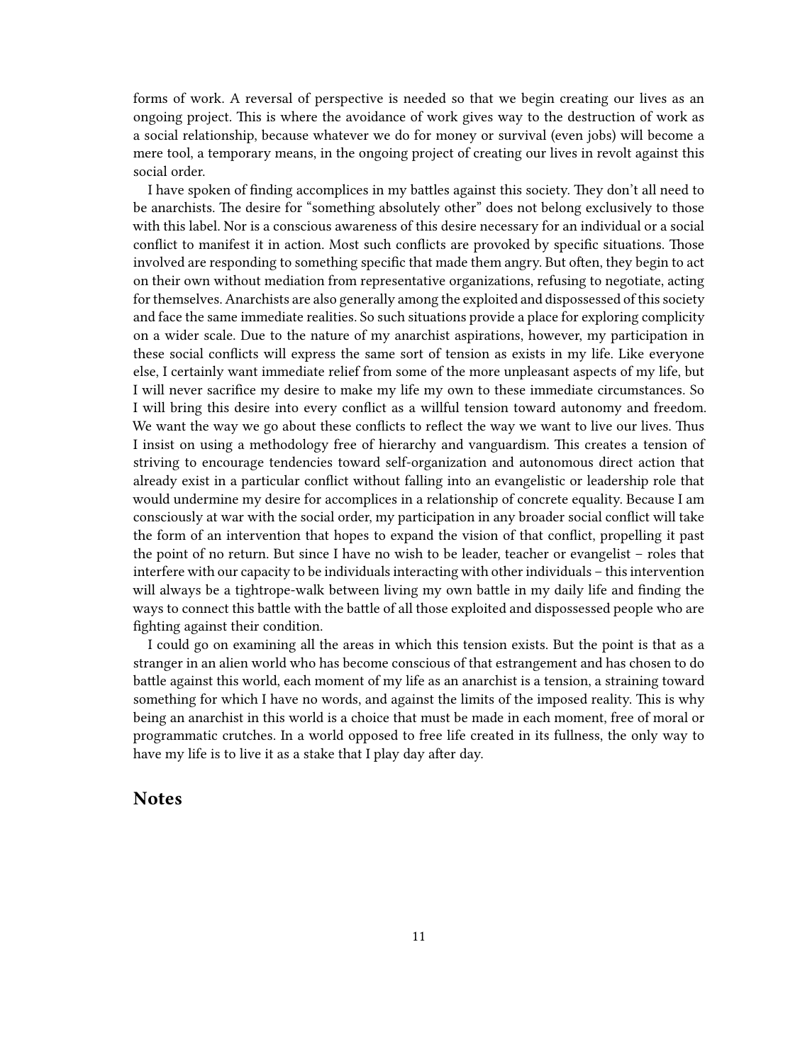forms of work. A reversal of perspective is needed so that we begin creating our lives as an ongoing project. This is where the avoidance of work gives way to the destruction of work as a social relationship, because whatever we do for money or survival (even jobs) will become a mere tool, a temporary means, in the ongoing project of creating our lives in revolt against this social order.

I have spoken of finding accomplices in my battles against this society. They don't all need to be anarchists. The desire for "something absolutely other" does not belong exclusively to those with this label. Nor is a conscious awareness of this desire necessary for an individual or a social conflict to manifest it in action. Most such conflicts are provoked by specific situations. Those involved are responding to something specific that made them angry. But often, they begin to act on their own without mediation from representative organizations, refusing to negotiate, acting for themselves. Anarchists are also generally among the exploited and dispossessed of this society and face the same immediate realities. So such situations provide a place for exploring complicity on a wider scale. Due to the nature of my anarchist aspirations, however, my participation in these social conflicts will express the same sort of tension as exists in my life. Like everyone else, I certainly want immediate relief from some of the more unpleasant aspects of my life, but I will never sacrifice my desire to make my life my own to these immediate circumstances. So I will bring this desire into every conflict as a willful tension toward autonomy and freedom. We want the way we go about these conflicts to reflect the way we want to live our lives. Thus I insist on using a methodology free of hierarchy and vanguardism. This creates a tension of striving to encourage tendencies toward self-organization and autonomous direct action that already exist in a particular conflict without falling into an evangelistic or leadership role that would undermine my desire for accomplices in a relationship of concrete equality. Because I am consciously at war with the social order, my participation in any broader social conflict will take the form of an intervention that hopes to expand the vision of that conflict, propelling it past the point of no return. But since I have no wish to be leader, teacher or evangelist – roles that interfere with our capacity to be individuals interacting with other individuals – this intervention will always be a tightrope-walk between living my own battle in my daily life and finding the ways to connect this battle with the battle of all those exploited and dispossessed people who are fighting against their condition.

I could go on examining all the areas in which this tension exists. But the point is that as a stranger in an alien world who has become conscious of that estrangement and has chosen to do battle against this world, each moment of my life as an anarchist is a tension, a straining toward something for which I have no words, and against the limits of the imposed reality. This is why being an anarchist in this world is a choice that must be made in each moment, free of moral or programmatic crutches. In a world opposed to free life created in its fullness, the only way to have my life is to live it as a stake that I play day after day.

## Notes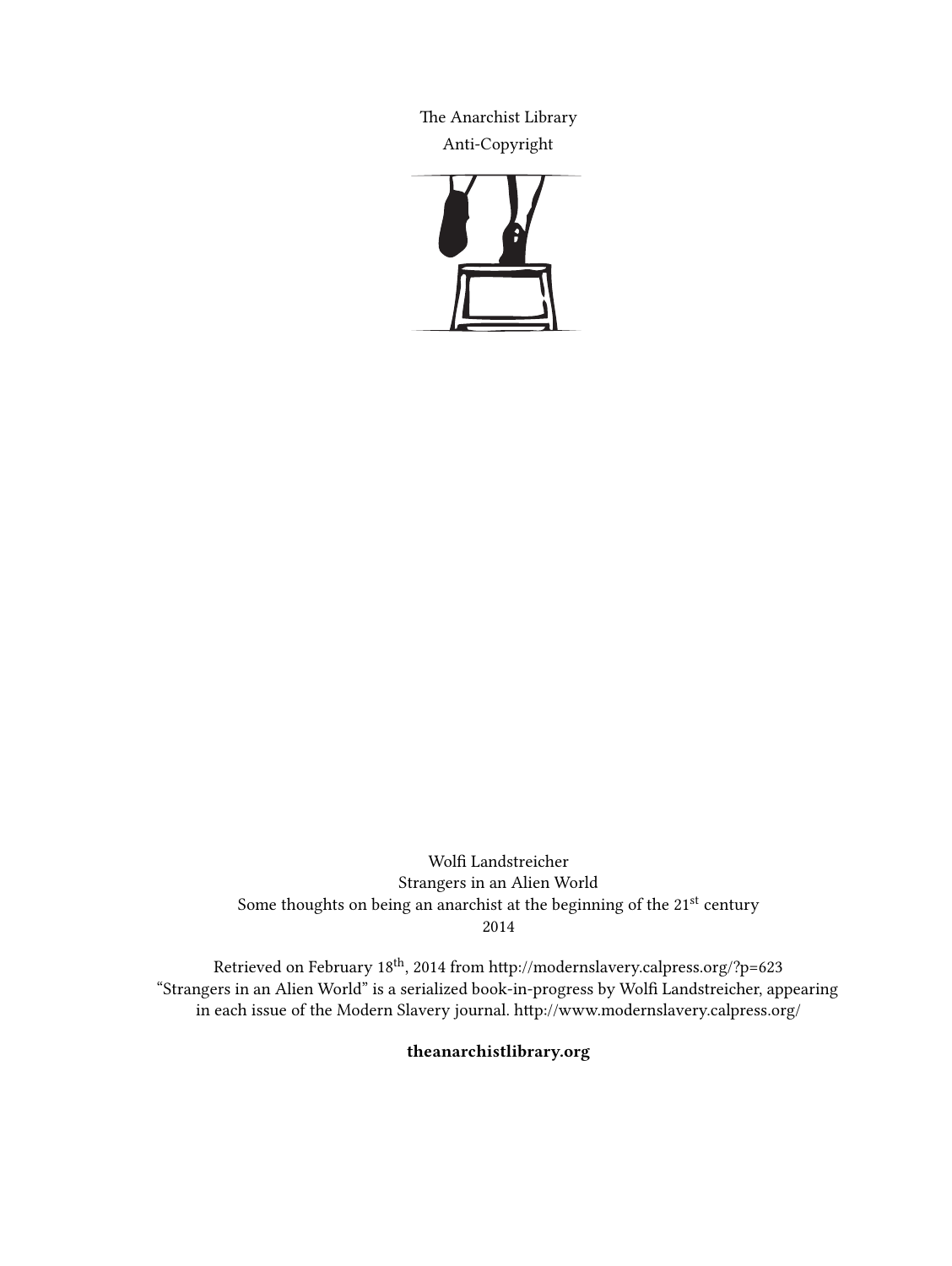The Anarchist Library
Anti-Copyright

Wolfi Landstreicher
Strangers in an Alien World
Some thoughts on being an anarchist at the beginning of the 21st century
2014

Retrieved on February 18th, 2014 from http://modernslavery.calpress.org/?p=623
"Strangers in an Alien World" is a serialized book-in-progress by Wolfi Landstreicher, appearing in each issue of the Modern Slavery journal. http://www.modernslavery.calpress.org/

**theanarchistlibrary.org**